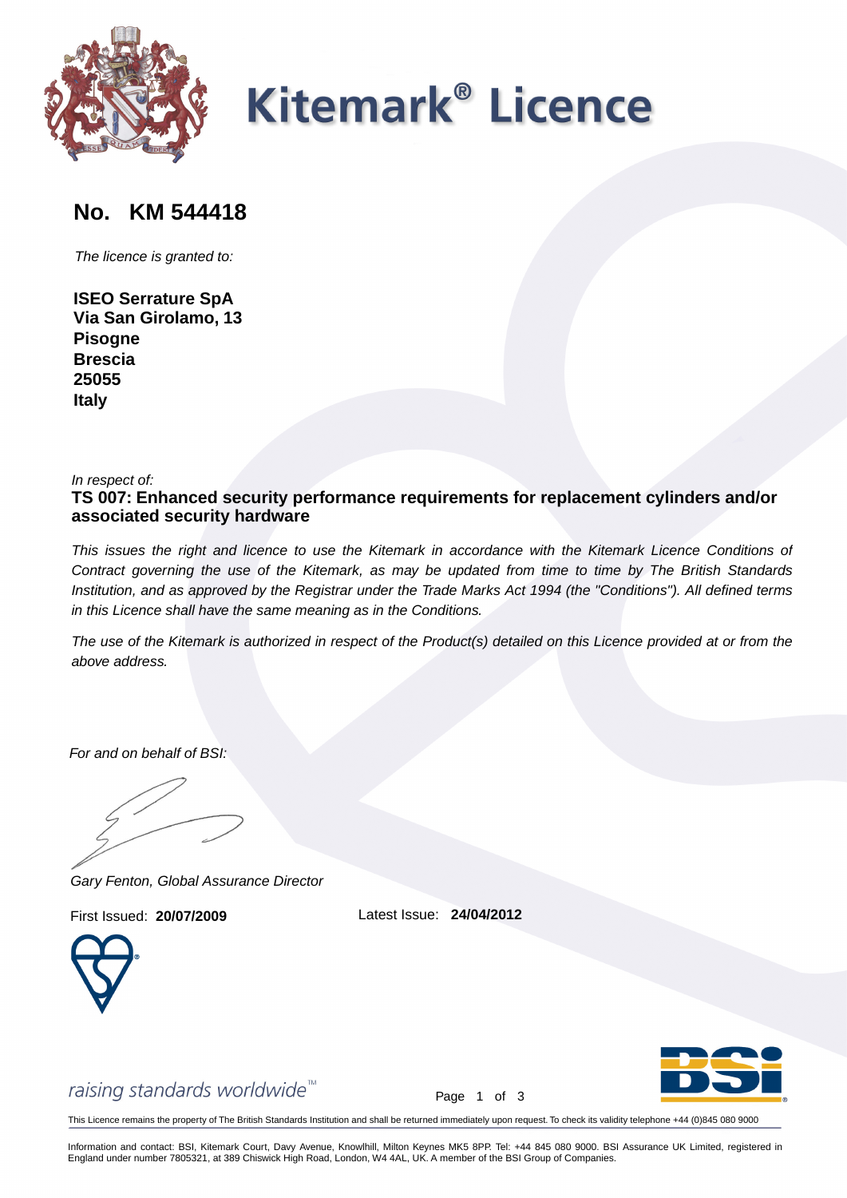# Kitemark® Licence

## No. KM 544418

*The licence is granted to:*

**ISEO Serrature SpA**
**Via San Girolamo, 13**
**Pisogne**
**Brescia**
**25055**
**Italy**

*In respect of:*
**TS 007: Enhanced security performance requirements for replacement cylinders and/or associated security hardware**

*This issues the right and licence to use the Kitemark in accordance with the Kitemark Licence Conditions of Contract governing the use of the Kitemark, as may be updated from time to time by The British Standards Institution, and as approved by the Registrar under the Trade Marks Act 1994 (the "Conditions"). All defined terms in this Licence shall have the same meaning as in the Conditions.*

*The use of the Kitemark is authorized in respect of the Product(s) detailed on this Licence provided at or from the above address.*

*For and on behalf of BSI:*

*Gary Fenton, Global Assurance Director*

First Issued: **20/07/2009** Latest Issue: **24/04/2012**

*raising standards worldwide™*

This Licence remains the property of The British Standards Institution and shall be returned immediately upon request. To check its validity telephone +44 (0)845 080 9000

Information and contact: BSI, Kitemark Court, Davy Avenue, Knowlhill, Milton Keynes MK5 8PP. Tel: +44 845 080 9000. BSI Assurance UK Limited, registered in England under number 7805321, at 389 Chiswick High Road, London, W4 4AL, UK. A member of the BSI Group of Companies.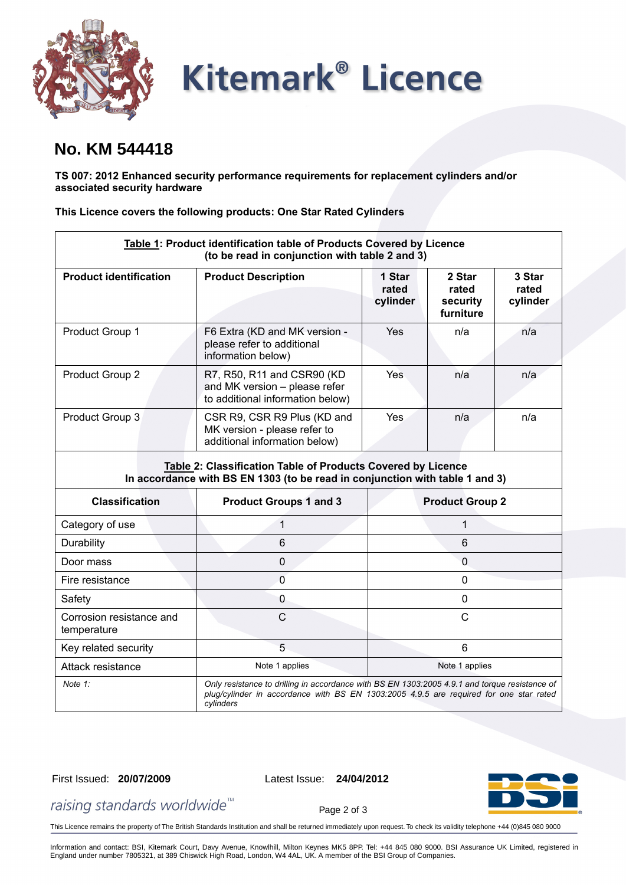# Kitemark® Licence

## No. KM 544418

**TS 007: 2012 Enhanced security performance requirements for replacement cylinders and/or associated security hardware**

**This Licence covers the following products: One Star Rated Cylinders**

**Table 1: Product identification table of Products Covered by Licence (to be read in conjunction with table 2 and 3)**

| Product identification | Product Description | 1 Star rated cylinder | 2 Star rated security furniture | 3 Star rated cylinder |
|---|---|---|---|---|
| Product Group 1 | F6 Extra (KD and MK version - please refer to additional information below) | Yes | n/a | n/a |
| Product Group 2 | R7, R50, R11 and CSR90 (KD and MK version – please refer to additional information below) | Yes | n/a | n/a |
| Product Group 3 | CSR R9, CSR R9 Plus (KD and MK version - please refer to additional information below) | Yes | n/a | n/a |

**Table 2: Classification Table of Products Covered by Licence In accordance with BS EN 1303 (to be read in conjunction with table 1 and 3)**

| Classification | Product Groups 1 and 3 | Product Group 2 |
|---|---|---|
| Category of use | 1 | 1 |
| Durability | 6 | 6 |
| Door mass | 0 | 0 |
| Fire resistance | 0 | 0 |
| Safety | 0 | 0 |
| Corrosion resistance and temperature | C | C |
| Key related security | 5 | 6 |
| Attack resistance | Note 1 applies | Note 1 applies |
| *Note 1:* | *Only resistance to drilling in accordance with BS EN 1303:2005 4.9.1 and torque resistance of plug/cylinder in accordance with BS EN 1303:2005 4.9.5 are required for one star rated cylinders* | |

First Issued: **20/07/2009**  Latest Issue: **24/04/2012**

*raising standards worldwide™*

This Licence remains the property of The British Standards Institution and shall be returned immediately upon request. To check its validity telephone +44 (0)845 080 9000

Information and contact: BSI, Kitemark Court, Davy Avenue, Knowlhill, Milton Keynes MK5 8PP. Tel: +44 845 080 9000. BSI Assurance UK Limited, registered in England under number 7805321, at 389 Chiswick High Road, London, W4 4AL, UK. A member of the BSI Group of Companies.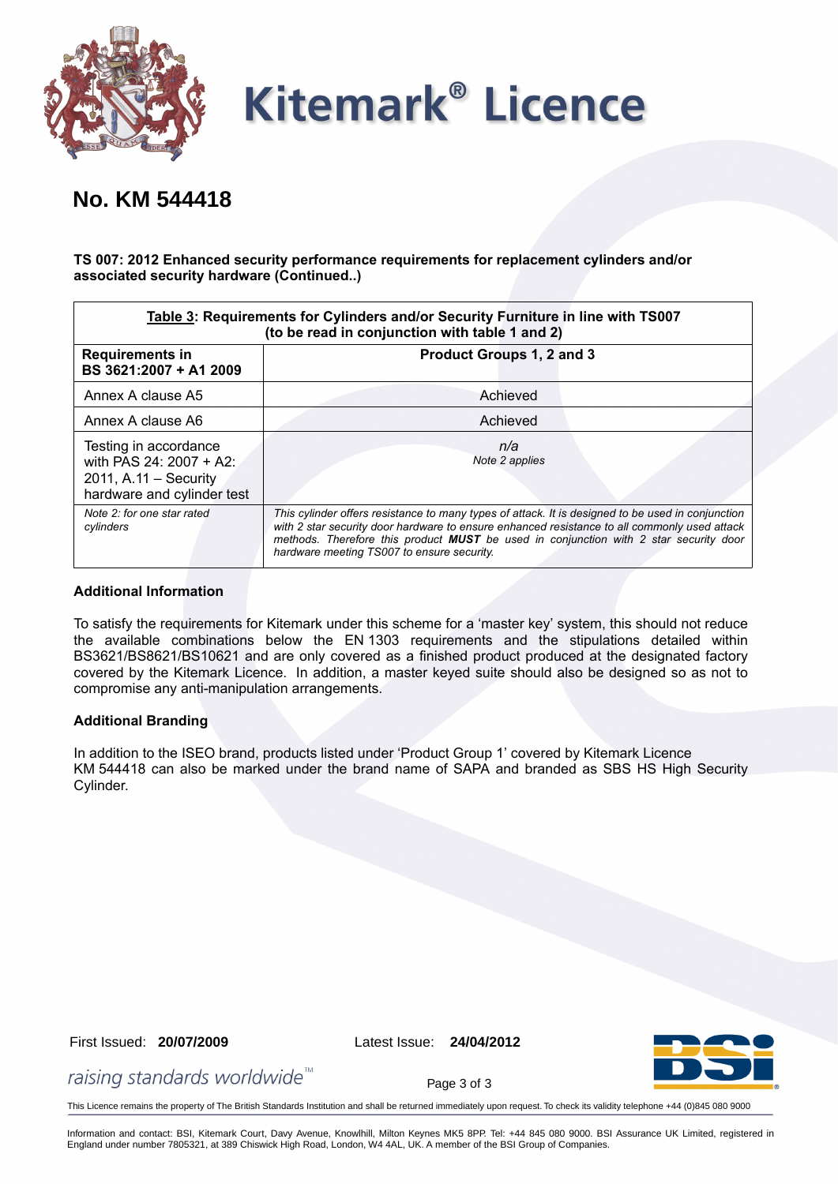# Kitemark® Licence

## No. KM 544418

**TS 007: 2012 Enhanced security performance requirements for replacement cylinders and/or associated security hardware (Continued..)**

| **Table 3: Requirements for Cylinders and/or Security Furniture in line with TS007 (to be read in conjunction with table 1 and 2)** | |
|---|---|
| **Requirements in BS 3621:2007 + A1 2009** | **Product Groups 1, 2 and 3** |
| Annex A clause A5 | Achieved |
| Annex A clause A6 | Achieved |
| Testing in accordance with PAS 24: 2007 + A2: 2011, A.11 – Security hardware and cylinder test | *n/a* *Note 2 applies* |
| *Note 2: for one star rated cylinders* | *This cylinder offers resistance to many types of attack. It is designed to be used in conjunction with 2 star security door hardware to ensure enhanced resistance to all commonly used attack methods. Therefore this product **MUST** be used in conjunction with 2 star security door hardware meeting TS007 to ensure security.* |

### Additional Information

To satisfy the requirements for Kitemark under this scheme for a 'master key' system, this should not reduce the available combinations below the EN 1303 requirements and the stipulations detailed within BS3621/BS8621/BS10621 and are only covered as a finished product produced at the designated factory covered by the Kitemark Licence. In addition, a master keyed suite should also be designed so as not to compromise any anti-manipulation arrangements.

### Additional Branding

In addition to the ISEO brand, products listed under 'Product Group 1' covered by Kitemark Licence KM 544418 can also be marked under the brand name of SAPA and branded as SBS HS High Security Cylinder.

First Issued: **20/07/2009** Latest Issue: **24/04/2012**

*raising standards worldwide™*

This Licence remains the property of The British Standards Institution and shall be returned immediately upon request. To check its validity telephone +44 (0)845 080 9000

Information and contact: BSI, Kitemark Court, Davy Avenue, Knowlhill, Milton Keynes MK5 8PP. Tel: +44 845 080 9000. BSI Assurance UK Limited, registered in England under number 7805321, at 389 Chiswick High Road, London, W4 4AL, UK. A member of the BSI Group of Companies.